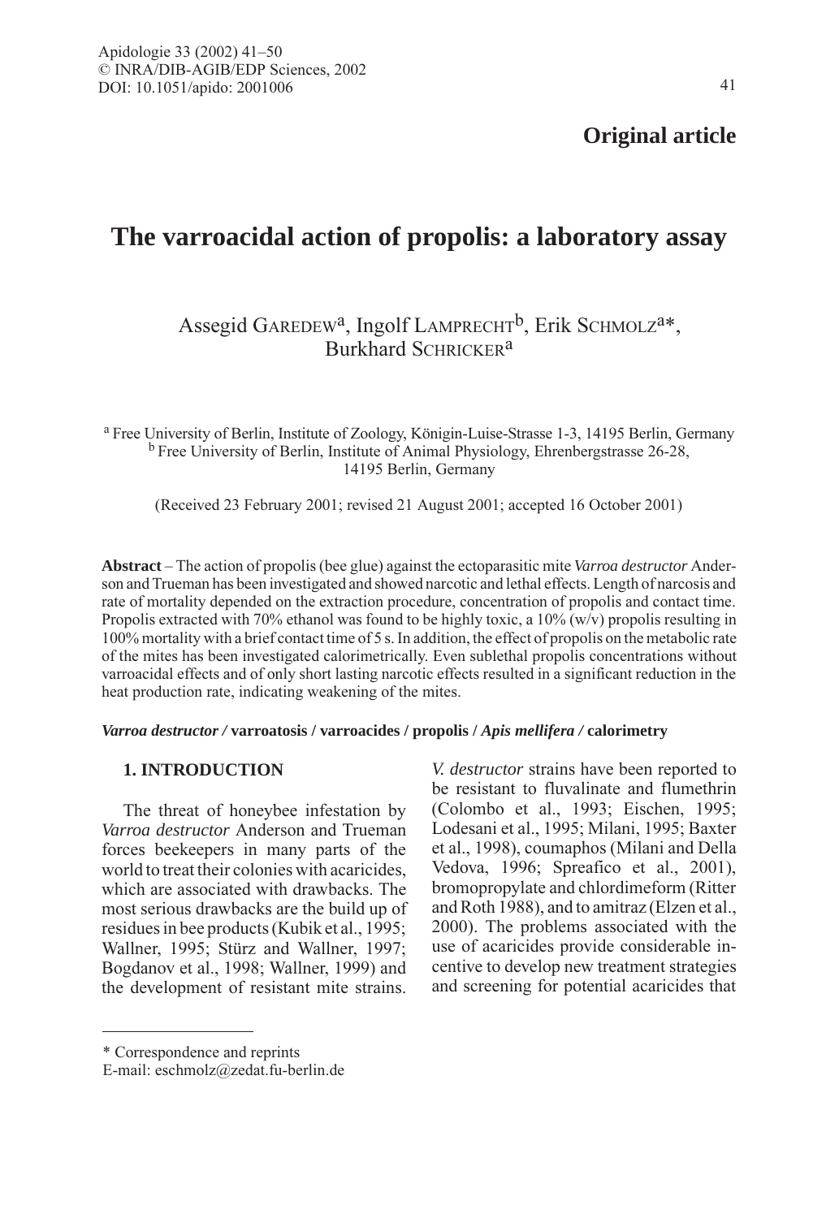**Original article**

# The varroacidal action of propolis: a laboratory assay

Assegid GAREDEW[a], Ingolf LAMPRECHT[b], Erik SCHMOLZ[a*], Burkhard SCHRICKER[a]

[a] Free University of Berlin, Institute of Zoology, Königin-Luise-Strasse 1-3, 14195 Berlin, Germany
[b] Free University of Berlin, Institute of Animal Physiology, Ehrenbergstrasse 26-28, 14195 Berlin, Germany

(Received 23 February 2001; revised 21 August 2001; accepted 16 October 2001)

**Abstract** – The action of propolis (bee glue) against the ectoparasitic mite *Varroa destructor* Anderson and Trueman has been investigated and showed narcotic and lethal effects. Length of narcosis and rate of mortality depended on the extraction procedure, concentration of propolis and contact time. Propolis extracted with 70% ethanol was found to be highly toxic, a 10% (w/v) propolis resulting in 100% mortality with a brief contact time of 5 s. In addition, the effect of propolis on the metabolic rate of the mites has been investigated calorimetrically. Even sublethal propolis concentrations without varroacidal effects and of only short lasting narcotic effects resulted in a significant reduction in the heat production rate, indicating weakening of the mites.

***Varroa destructor* / varroatosis / varroacides / propolis / *Apis mellifera* / calorimetry**

## 1. INTRODUCTION

The threat of honeybee infestation by *Varroa destructor* Anderson and Trueman forces beekeepers in many parts of the world to treat their colonies with acaricides, which are associated with drawbacks. The most serious drawbacks are the build up of residues in bee products (Kubik et al., 1995; Wallner, 1995; Stürz and Wallner, 1997; Bogdanov et al., 1998; Wallner, 1999) and the development of resistant mite strains. *V. destructor* strains have been reported to be resistant to fluvalinate and flumethrin (Colombo et al., 1993; Eischen, 1995; Lodesani et al., 1995; Milani, 1995; Baxter et al., 1998), coumaphos (Milani and Della Vedova, 1996; Spreafico et al., 2001), bromopropylate and chlordimeform (Ritter and Roth 1988), and to amitraz (Elzen et al., 2000). The problems associated with the use of acaricides provide considerable incentive to develop new treatment strategies and screening for potential acaricides that

---

* Correspondence and reprints
E-mail: eschmolz@zedat.fu-berlin.de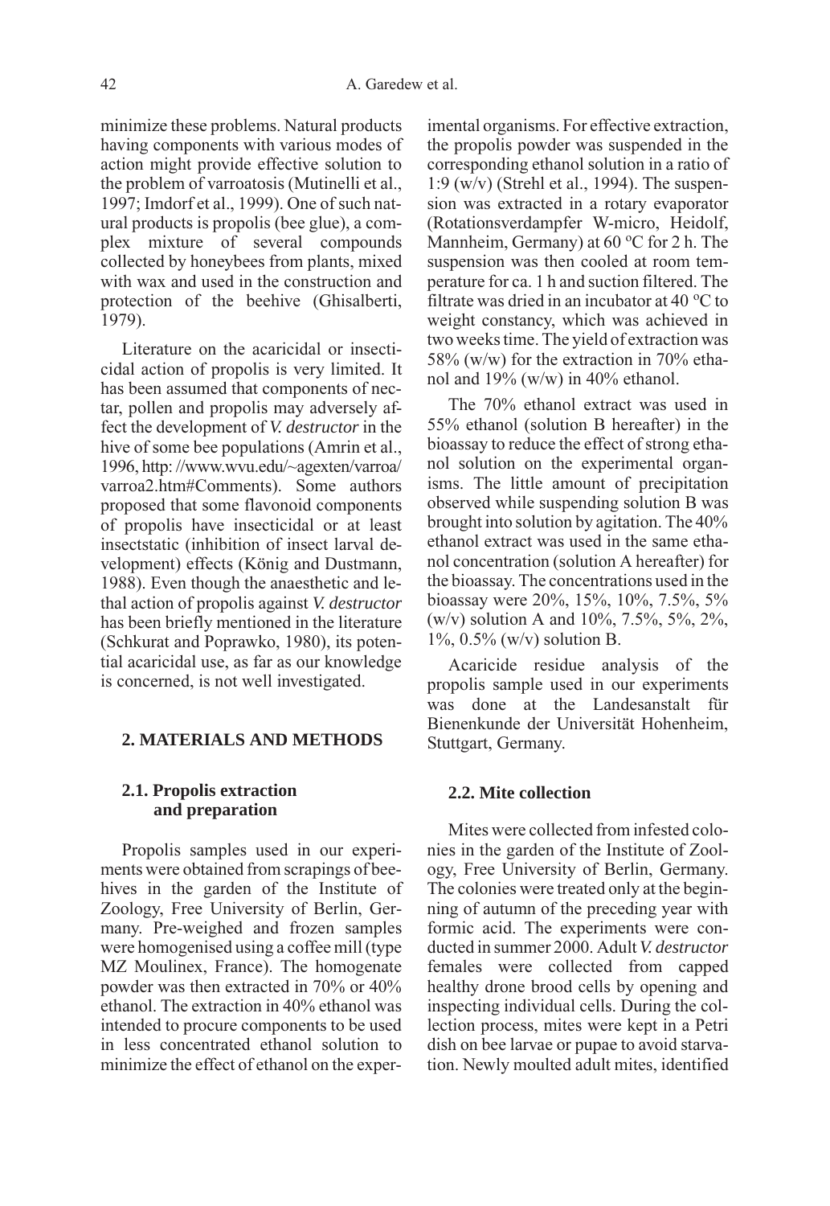minimize these problems. Natural products having components with various modes of action might provide effective solution to the problem of varroatosis (Mutinelli et al., 1997; Imdorf et al., 1999). One of such natural products is propolis (bee glue), a complex mixture of several compounds collected by honeybees from plants, mixed with wax and used in the construction and protection of the beehive (Ghisalberti, 1979).

Literature on the acaricidal or insecticidal action of propolis is very limited. It has been assumed that components of nectar, pollen and propolis may adversely affect the development of *V. destructor* in the hive of some bee populations (Amrin et al., 1996, http: //www.wvu.edu/~agexten/varroa/varroa2.htm#Comments). Some authors proposed that some flavonoid components of propolis have insecticidal or at least insectstatic (inhibition of insect larval development) effects (König and Dustmann, 1988). Even though the anaesthetic and lethal action of propolis against *V. destructor* has been briefly mentioned in the literature (Schkurat and Poprawko, 1980), its potential acaricidal use, as far as our knowledge is concerned, is not well investigated.

## 2. MATERIALS AND METHODS

### 2.1. Propolis extraction and preparation

Propolis samples used in our experiments were obtained from scrapings of beehives in the garden of the Institute of Zoology, Free University of Berlin, Germany. Pre-weighed and frozen samples were homogenised using a coffee mill (type MZ Moulinex, France). The homogenate powder was then extracted in 70% or 40% ethanol. The extraction in 40% ethanol was intended to procure components to be used in less concentrated ethanol solution to minimize the effect of ethanol on the experimental organisms. For effective extraction, the propolis powder was suspended in the corresponding ethanol solution in a ratio of 1:9 (w/v) (Strehl et al., 1994). The suspension was extracted in a rotary evaporator (Rotationsverdampfer W-micro, Heidolf, Mannheim, Germany) at 60 °C for 2 h. The suspension was then cooled at room temperature for ca. 1 h and suction filtered. The filtrate was dried in an incubator at 40 °C to weight constancy, which was achieved in two weeks time. The yield of extraction was 58% (w/w) for the extraction in 70% ethanol and 19% (w/w) in 40% ethanol.

The 70% ethanol extract was used in 55% ethanol (solution B hereafter) in the bioassay to reduce the effect of strong ethanol solution on the experimental organisms. The little amount of precipitation observed while suspending solution B was brought into solution by agitation. The 40% ethanol extract was used in the same ethanol concentration (solution A hereafter) for the bioassay. The concentrations used in the bioassay were 20%, 15%, 10%, 7.5%, 5% (w/v) solution A and 10%, 7.5%, 5%, 2%, 1%, 0.5% (w/v) solution B.

Acaricide residue analysis of the propolis sample used in our experiments was done at the Landesanstalt für Bienenkunde der Universität Hohenheim, Stuttgart, Germany.

### 2.2. Mite collection

Mites were collected from infested colonies in the garden of the Institute of Zoology, Free University of Berlin, Germany. The colonies were treated only at the beginning of autumn of the preceding year with formic acid. The experiments were conducted in summer 2000. Adult *V. destructor* females were collected from capped healthy drone brood cells by opening and inspecting individual cells. During the collection process, mites were kept in a Petri dish on bee larvae or pupae to avoid starvation. Newly moulted adult mites, identified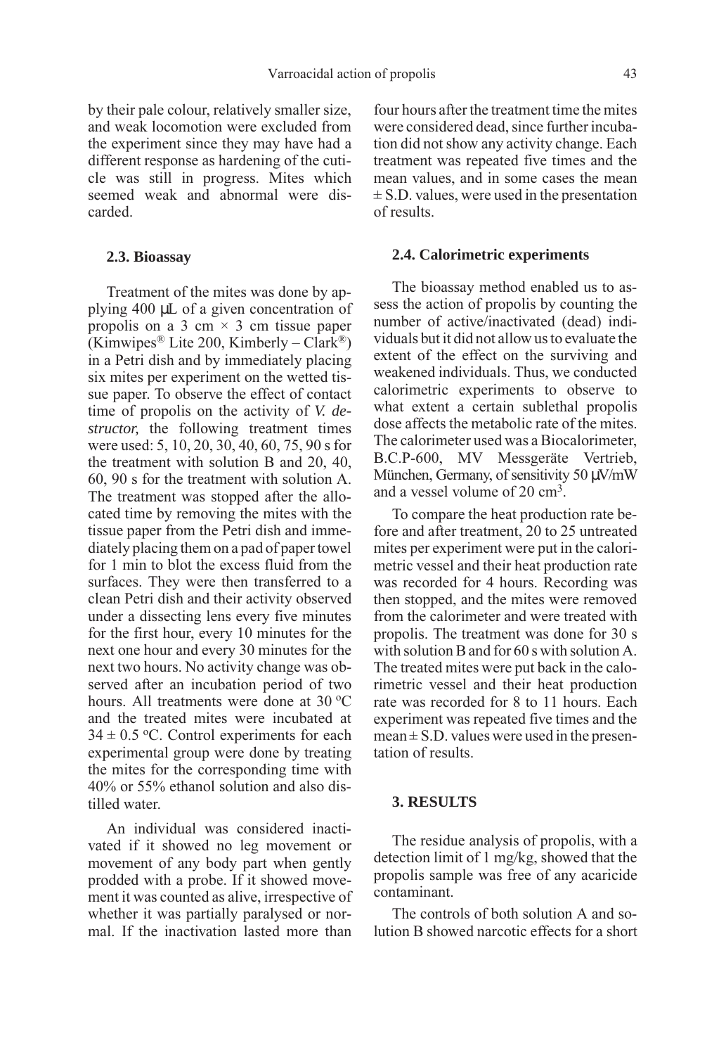by their pale colour, relatively smaller size, and weak locomotion were excluded from the experiment since they may have had a different response as hardening of the cuticle was still in progress. Mites which seemed weak and abnormal were discarded.

### 2.3. Bioassay

Treatment of the mites was done by applying 400 µL of a given concentration of propolis on a 3 cm × 3 cm tissue paper (Kimwipes® Lite 200, Kimberly – Clark®) in a Petri dish and by immediately placing six mites per experiment on the wetted tissue paper. To observe the effect of contact time of propolis on the activity of *V. destructor,* the following treatment times were used: 5, 10, 20, 30, 40, 60, 75, 90 s for the treatment with solution B and 20, 40, 60, 90 s for the treatment with solution A. The treatment was stopped after the allocated time by removing the mites with the tissue paper from the Petri dish and immediately placing them on a pad of paper towel for 1 min to blot the excess fluid from the surfaces. They were then transferred to a clean Petri dish and their activity observed under a dissecting lens every five minutes for the first hour, every 10 minutes for the next one hour and every 30 minutes for the next two hours. No activity change was observed after an incubation period of two hours. All treatments were done at 30 °C and the treated mites were incubated at 34 ± 0.5 °C. Control experiments for each experimental group were done by treating the mites for the corresponding time with 40% or 55% ethanol solution and also distilled water.

An individual was considered inactivated if it showed no leg movement or movement of any body part when gently prodded with a probe. If it showed movement it was counted as alive, irrespective of whether it was partially paralysed or normal. If the inactivation lasted more than four hours after the treatment time the mites were considered dead, since further incubation did not show any activity change. Each treatment was repeated five times and the mean values, and in some cases the mean ± S.D. values, were used in the presentation of results.

### 2.4. Calorimetric experiments

The bioassay method enabled us to assess the action of propolis by counting the number of active/inactivated (dead) individuals but it did not allow us to evaluate the extent of the effect on the surviving and weakened individuals. Thus, we conducted calorimetric experiments to observe to what extent a certain sublethal propolis dose affects the metabolic rate of the mites. The calorimeter used was a Biocalorimeter, B.C.P-600, MV Messgeräte Vertrieb, München, Germany, of sensitivity 50 µV/mW and a vessel volume of 20 $cm^3$.

To compare the heat production rate before and after treatment, 20 to 25 untreated mites per experiment were put in the calorimetric vessel and their heat production rate was recorded for 4 hours. Recording was then stopped, and the mites were removed from the calorimeter and were treated with propolis. The treatment was done for 30 s with solution B and for 60 s with solution A. The treated mites were put back in the calorimetric vessel and their heat production rate was recorded for 8 to 11 hours. Each experiment was repeated five times and the mean ± S.D. values were used in the presentation of results.

## 3. RESULTS

The residue analysis of propolis, with a detection limit of 1 mg/kg, showed that the propolis sample was free of any acaricide contaminant.

The controls of both solution A and solution B showed narcotic effects for a short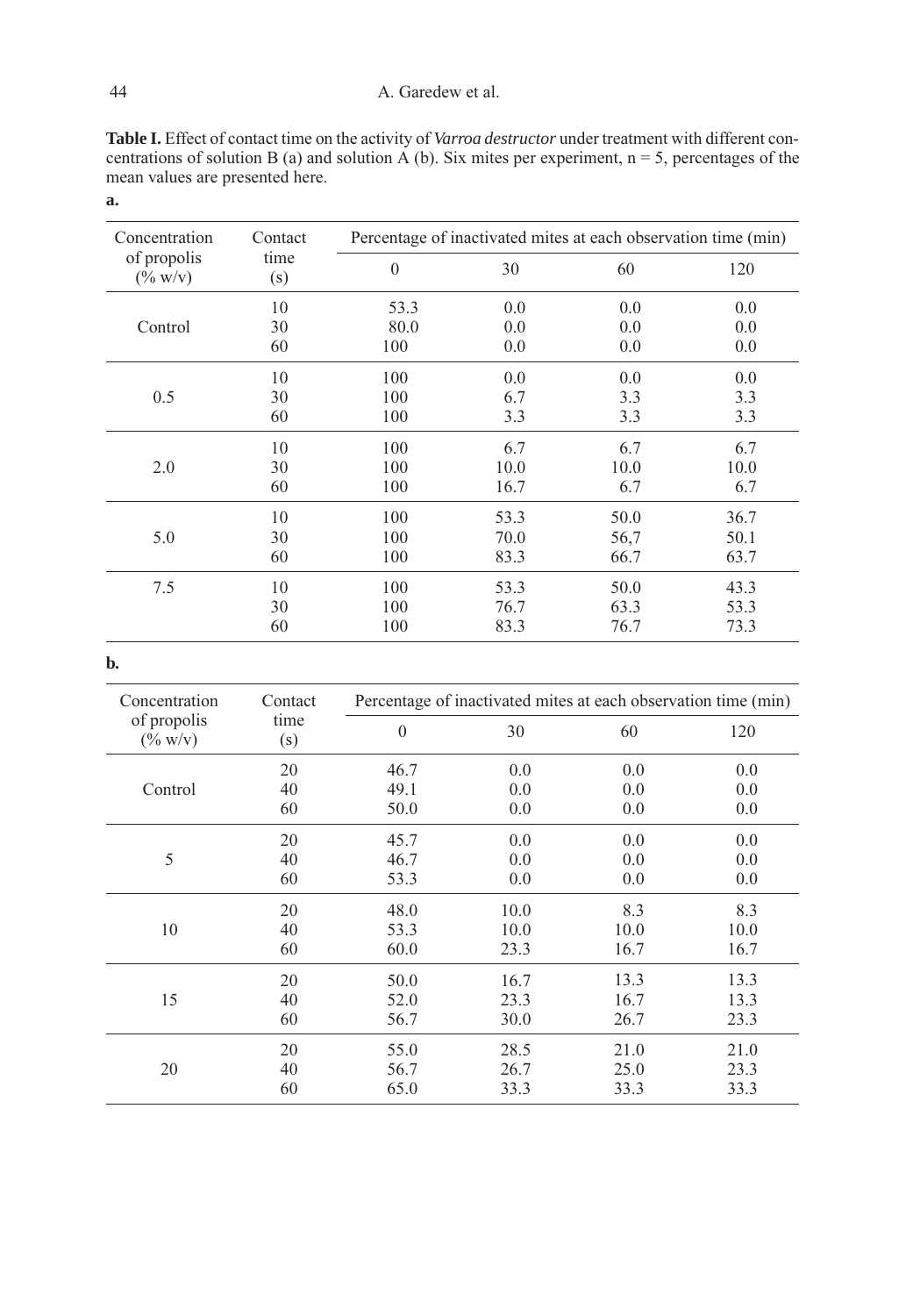**Table I.** Effect of contact time on the activity of *Varroa destructor* under treatment with different concentrations of solution B (a) and solution A (b). Six mites per experiment, n = 5, percentages of the mean values are presented here.

**a.**

| Concentration of propolis (% w/v) | Contact time (s) | Percentage of inactivated mites at each observation time (min) | | | |
|---|---|---|---|---|---|
| | | 0 | 30 | 60 | 120 |
| Control | 10 | 53.3 | 0.0 | 0.0 | 0.0 |
| | 30 | 80.0 | 0.0 | 0.0 | 0.0 |
| | 60 | 100 | 0.0 | 0.0 | 0.0 |
| 0.5 | 10 | 100 | 0.0 | 0.0 | 0.0 |
| | 30 | 100 | 6.7 | 3.3 | 3.3 |
| | 60 | 100 | 3.3 | 3.3 | 3.3 |
| 2.0 | 10 | 100 | 6.7 | 6.7 | 6.7 |
| | 30 | 100 | 10.0 | 10.0 | 10.0 |
| | 60 | 100 | 16.7 | 6.7 | 6.7 |
| 5.0 | 10 | 100 | 53.3 | 50.0 | 36.7 |
| | 30 | 100 | 70.0 | 56,7 | 50.1 |
| | 60 | 100 | 83.3 | 66.7 | 63.7 |
| 7.5 | 10 | 100 | 53.3 | 50.0 | 43.3 |
| | 30 | 100 | 76.7 | 63.3 | 53.3 |
| | 60 | 100 | 83.3 | 76.7 | 73.3 |

**b.**

| Concentration of propolis (% w/v) | Contact time (s) | Percentage of inactivated mites at each observation time (min) | | | |
|---|---|---|---|---|---|
| | | 0 | 30 | 60 | 120 |
| Control | 20 | 46.7 | 0.0 | 0.0 | 0.0 |
| | 40 | 49.1 | 0.0 | 0.0 | 0.0 |
| | 60 | 50.0 | 0.0 | 0.0 | 0.0 |
| 5 | 20 | 45.7 | 0.0 | 0.0 | 0.0 |
| | 40 | 46.7 | 0.0 | 0.0 | 0.0 |
| | 60 | 53.3 | 0.0 | 0.0 | 0.0 |
| 10 | 20 | 48.0 | 10.0 | 8.3 | 8.3 |
| | 40 | 53.3 | 10.0 | 10.0 | 10.0 |
| | 60 | 60.0 | 23.3 | 16.7 | 16.7 |
| 15 | 20 | 50.0 | 16.7 | 13.3 | 13.3 |
| | 40 | 52.0 | 23.3 | 16.7 | 13.3 |
| | 60 | 56.7 | 30.0 | 26.7 | 23.3 |
| 20 | 20 | 55.0 | 28.5 | 21.0 | 21.0 |
| | 40 | 56.7 | 26.7 | 25.0 | 23.3 |
| | 60 | 65.0 | 33.3 | 33.3 | 33.3 |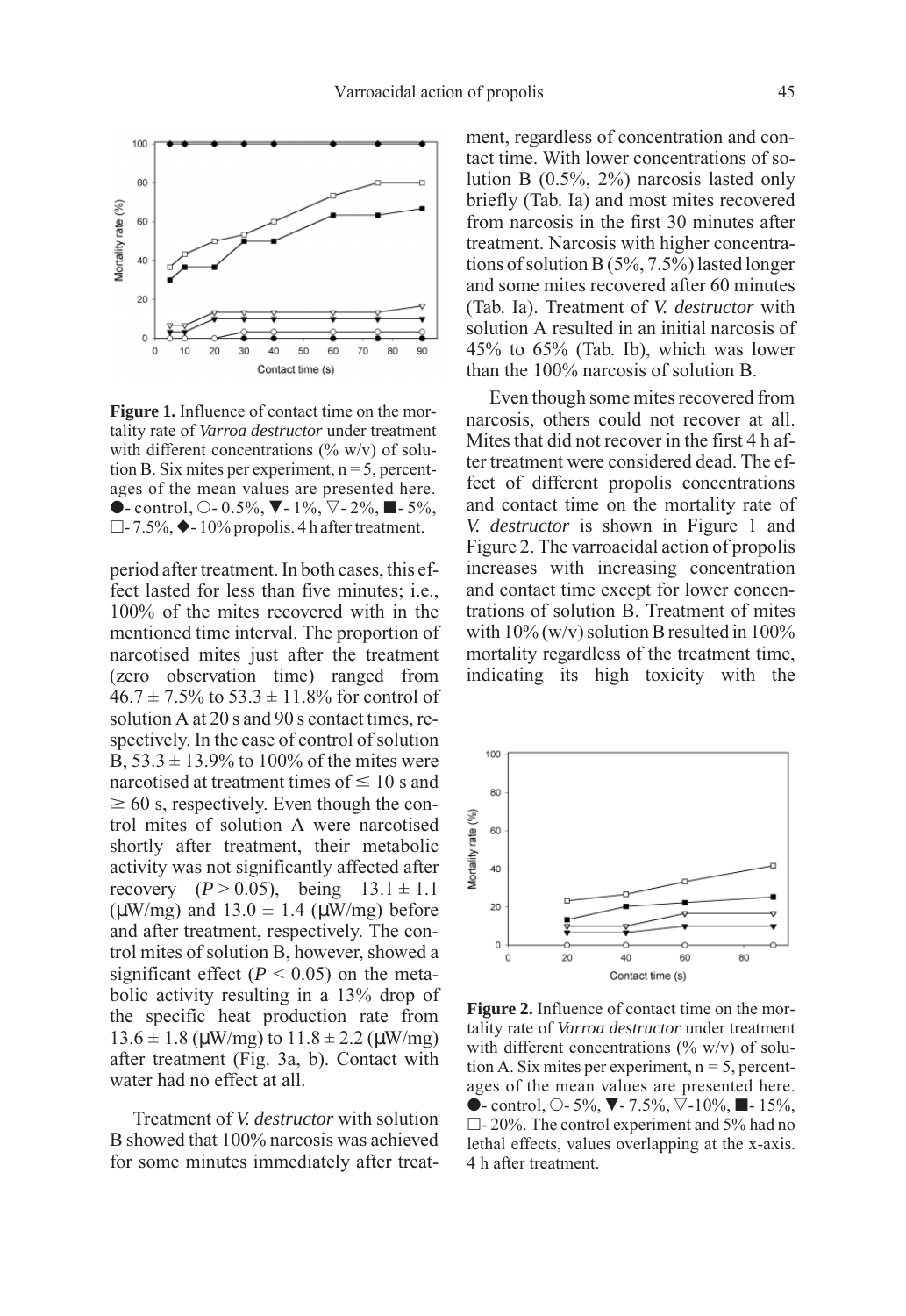**Figure 1.** Influence of contact time on the mortality rate of *Varroa destructor* under treatment with different concentrations (% w/v) of solution B. Six mites per experiment, n = 5, percentages of the mean values are presented here. ●- control, ○- 0.5%, ▼- 1%, ▽- 2%, ■- 5%, □- 7.5%, ◆- 10% propolis. 4 h after treatment.

period after treatment. In both cases, this effect lasted for less than five minutes; i.e., 100% of the mites recovered with in the mentioned time interval. The proportion of narcotised mites just after the treatment (zero observation time) ranged from $46.7 \pm 7.5\%$ to $53.3 \pm 11.8\%$ for control of solution A at 20 s and 90 s contact times, respectively. In the case of control of solution B, $53.3 \pm 13.9\%$ to 100% of the mites were narcotised at treatment times of $\leq 10$ s and $\geq 60$ s, respectively. Even though the control mites of solution A were narcotised shortly after treatment, their metabolic activity was not significantly affected after recovery ($P > 0.05$), being $13.1 \pm 1.1$ (μW/mg) and $13.0 \pm 1.4$ (μW/mg) before and after treatment, respectively. The control mites of solution B, however, showed a significant effect ($P < 0.05$) on the metabolic activity resulting in a 13% drop of the specific heat production rate from $13.6 \pm 1.8$ (μW/mg) to $11.8 \pm 2.2$ (μW/mg) after treatment (Fig. 3a, b). Contact with water had no effect at all.

Treatment of *V. destructor* with solution B showed that 100% narcosis was achieved for some minutes immediately after treatment, regardless of concentration and contact time. With lower concentrations of solution B (0.5%, 2%) narcosis lasted only briefly (Tab. Ia) and most mites recovered from narcosis in the first 30 minutes after treatment. Narcosis with higher concentrations of solution B (5%, 7.5%) lasted longer and some mites recovered after 60 minutes (Tab. Ia). Treatment of *V. destructor* with solution A resulted in an initial narcosis of 45% to 65% (Tab. Ib), which was lower than the 100% narcosis of solution B.

Even though some mites recovered from narcosis, others could not recover at all. Mites that did not recover in the first 4 h after treatment were considered dead. The effect of different propolis concentrations and contact time on the mortality rate of *V. destructor* is shown in Figure 1 and Figure 2. The varroacidal action of propolis increases with increasing concentration and contact time except for lower concentrations of solution B. Treatment of mites with 10% (w/v) solution B resulted in 100% mortality regardless of the treatment time, indicating its high toxicity with the

**Figure 2.** Influence of contact time on the mortality rate of *Varroa destructor* under treatment with different concentrations (% w/v) of solution A. Six mites per experiment, n = 5, percentages of the mean values are presented here. ●- control, ○- 5%, ▼- 7.5%, ▽-10%, ■- 15%, □- 20%. The control experiment and 5% had no lethal effects, values overlapping at the x-axis. 4 h after treatment.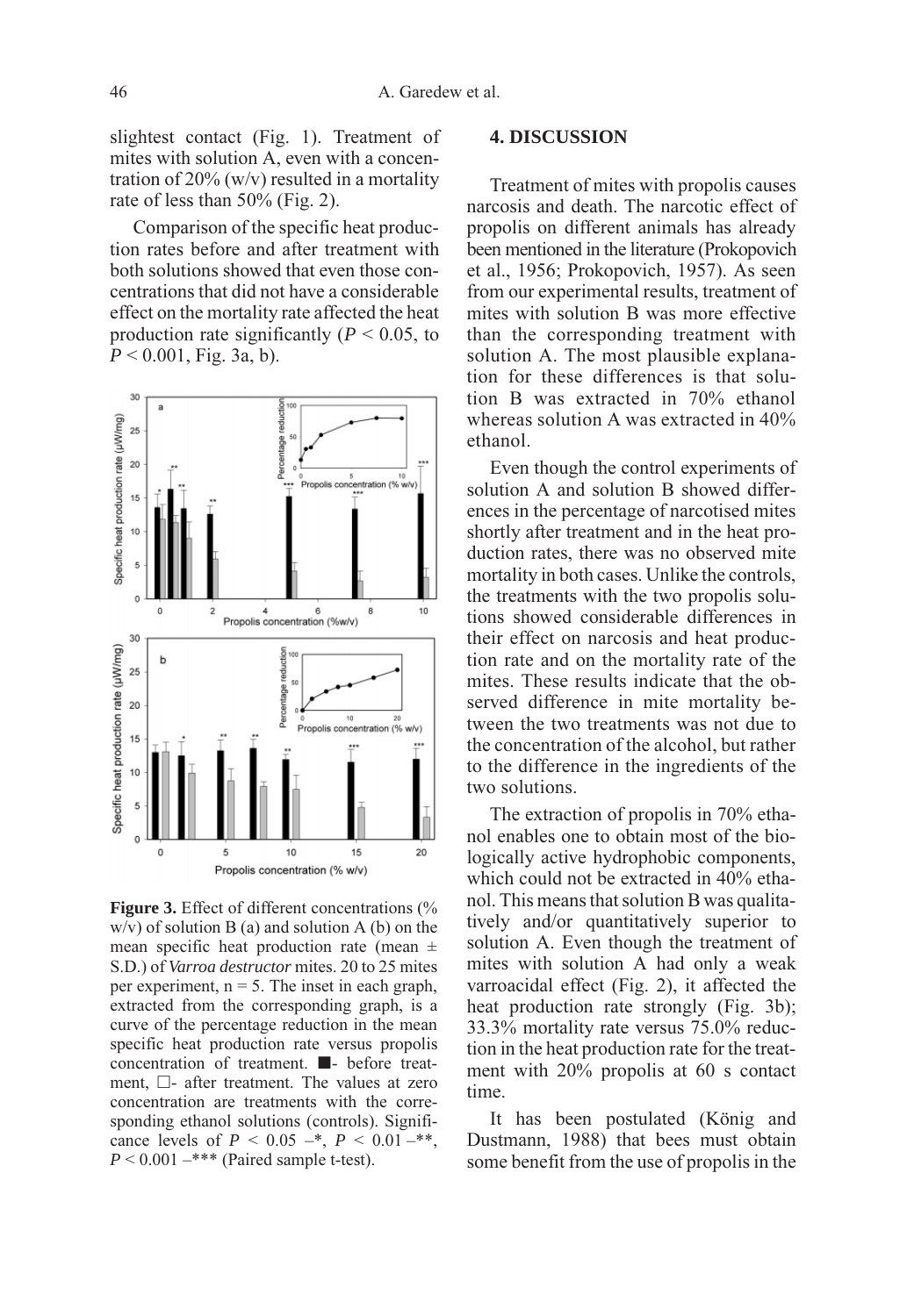slightest contact (Fig. 1). Treatment of mites with solution A, even with a concentration of 20% (w/v) resulted in a mortality rate of less than 50% (Fig. 2).

Comparison of the specific heat production rates before and after treatment with both solutions showed that even those concentrations that did not have a considerable effect on the mortality rate affected the heat production rate significantly ($P < 0.05$, to $P < 0.001$, Fig. 3a, b).

**Figure 3.** Effect of different concentrations (% w/v) of solution B (a) and solution A (b) on the mean specific heat production rate (mean ± S.D.) of *Varroa destructor* mites. 20 to 25 mites per experiment, n = 5. The inset in each graph, extracted from the corresponding graph, is a curve of the percentage reduction in the mean specific heat production rate versus propolis concentration of treatment. ■- before treatment, □- after treatment. The values at zero concentration are treatments with the corresponding ethanol solutions (controls). Significance levels of $P < 0.05$ –*, $P < 0.01$ –**, $P < 0.001$ –*** (Paired sample t-test).

## 4. DISCUSSION

Treatment of mites with propolis causes narcosis and death. The narcotic effect of propolis on different animals has already been mentioned in the literature (Prokopovich et al., 1956; Prokopovich, 1957). As seen from our experimental results, treatment of mites with solution B was more effective than the corresponding treatment with solution A. The most plausible explanation for these differences is that solution B was extracted in 70% ethanol whereas solution A was extracted in 40% ethanol.

Even though the control experiments of solution A and solution B showed differences in the percentage of narcotised mites shortly after treatment and in the heat production rates, there was no observed mite mortality in both cases. Unlike the controls, the treatments with the two propolis solutions showed considerable differences in their effect on narcosis and heat production rate and on the mortality rate of the mites. These results indicate that the observed difference in mite mortality between the two treatments was not due to the concentration of the alcohol, but rather to the difference in the ingredients of the two solutions.

The extraction of propolis in 70% ethanol enables one to obtain most of the biologically active hydrophobic components, which could not be extracted in 40% ethanol. This means that solution B was qualitatively and/or quantitatively superior to solution A. Even though the treatment of mites with solution A had only a weak varroacidal effect (Fig. 2), it affected the heat production rate strongly (Fig. 3b); 33.3% mortality rate versus 75.0% reduction in the heat production rate for the treatment with 20% propolis at 60 s contact time.

It has been postulated (König and Dustmann, 1988) that bees must obtain some benefit from the use of propolis in the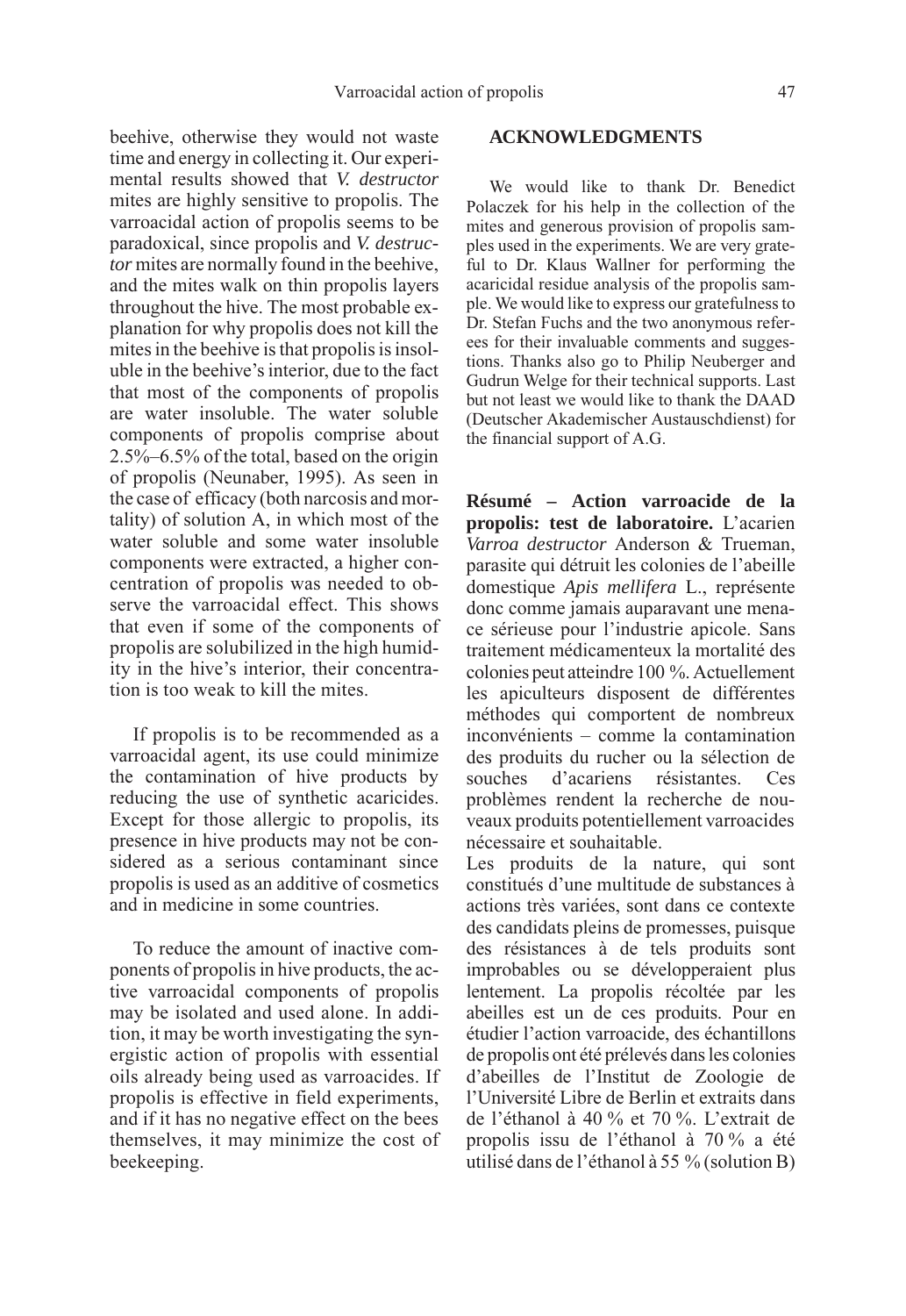beehive, otherwise they would not waste time and energy in collecting it. Our experimental results showed that *V. destructor* mites are highly sensitive to propolis. The varroacidal action of propolis seems to be paradoxical, since propolis and *V. destructor* mites are normally found in the beehive, and the mites walk on thin propolis layers throughout the hive. The most probable explanation for why propolis does not kill the mites in the beehive is that propolis is insoluble in the beehive's interior, due to the fact that most of the components of propolis are water insoluble. The water soluble components of propolis comprise about 2.5%–6.5% of the total, based on the origin of propolis (Neunaber, 1995). As seen in the case of efficacy (both narcosis and mortality) of solution A, in which most of the water soluble and some water insoluble components were extracted, a higher concentration of propolis was needed to observe the varroacidal effect. This shows that even if some of the components of propolis are solubilized in the high humidity in the hive's interior, their concentration is too weak to kill the mites.

If propolis is to be recommended as a varroacidal agent, its use could minimize the contamination of hive products by reducing the use of synthetic acaricides. Except for those allergic to propolis, its presence in hive products may not be considered as a serious contaminant since propolis is used as an additive of cosmetics and in medicine in some countries.

To reduce the amount of inactive components of propolis in hive products, the active varroacidal components of propolis may be isolated and used alone. In addition, it may be worth investigating the synergistic action of propolis with essential oils already being used as varroacides. If propolis is effective in field experiments, and if it has no negative effect on the bees themselves, it may minimize the cost of beekeeping.

## ACKNOWLEDGMENTS

We would like to thank Dr. Benedict Polaczek for his help in the collection of the mites and generous provision of propolis samples used in the experiments. We are very grateful to Dr. Klaus Wallner for performing the acaricidal residue analysis of the propolis sample. We would like to express our gratefulness to Dr. Stefan Fuchs and the two anonymous referees for their invaluable comments and suggestions. Thanks also go to Philip Neuberger and Gudrun Welge for their technical supports. Last but not least we would like to thank the DAAD (Deutscher Akademischer Austauschdienst) for the financial support of A.G.

**Résumé – Action varroacide de la propolis: test de laboratoire.** L'acarien *Varroa destructor* Anderson & Trueman, parasite qui détruit les colonies de l'abeille domestique *Apis mellifera* L., représente donc comme jamais auparavant une menace sérieuse pour l'industrie apicole. Sans traitement médicamenteux la mortalité des colonies peut atteindre 100 %. Actuellement les apiculteurs disposent de différentes méthodes qui comportent de nombreux inconvénients – comme la contamination des produits du rucher ou la sélection de souches d'acariens résistantes. Ces problèmes rendent la recherche de nouveaux produits potentiellement varroacides nécessaire et souhaitable.

Les produits de la nature, qui sont constitués d'une multitude de substances à actions très variées, sont dans ce contexte des candidats pleins de promesses, puisque des résistances à de tels produits sont improbables ou se développeraient plus lentement. La propolis récoltée par les abeilles est un de ces produits. Pour en étudier l'action varroacide, des échantillons de propolis ont été prélevés dans les colonies d'abeilles de l'Institut de Zoologie de l'Université Libre de Berlin et extraits dans de l'éthanol à 40 % et 70 %. L'extrait de propolis issu de l'éthanol à 70 % a été utilisé dans de l'éthanol à 55 % (solution B)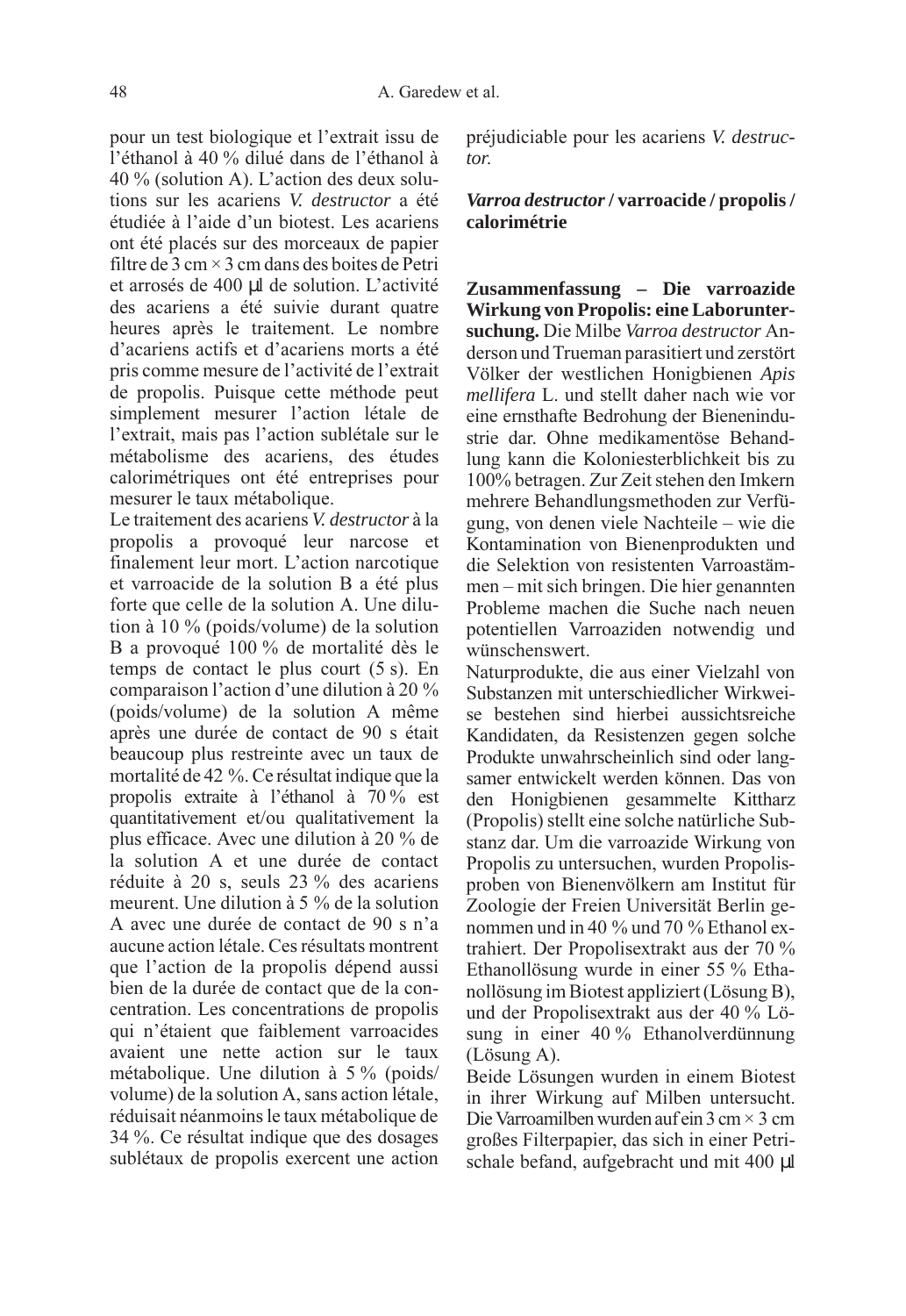pour un test biologique et l'extrait issu de l'éthanol à 40 % dilué dans de l'éthanol à 40 % (solution A). L'action des deux solutions sur les acariens *V. destructor* a été étudiée à l'aide d'un biotest. Les acariens ont été placés sur des morceaux de papier filtre de 3 cm × 3 cm dans des boites de Petri et arrosés de 400 µl de solution. L'activité des acariens a été suivie durant quatre heures après le traitement. Le nombre d'acariens actifs et d'acariens morts a été pris comme mesure de l'activité de l'extrait de propolis. Puisque cette méthode peut simplement mesurer l'action létale de l'extrait, mais pas l'action sublétale sur le métabolisme des acariens, des études calorimétriques ont été entreprises pour mesurer le taux métabolique.

Le traitement des acariens *V. destructor* à la propolis a provoqué leur narcose et finalement leur mort. L'action narcotique et varroacide de la solution B a été plus forte que celle de la solution A. Une dilution à 10 % (poids/volume) de la solution B a provoqué 100 % de mortalité dès le temps de contact le plus court (5 s). En comparaison l'action d'une dilution à 20 % (poids/volume) de la solution A même après une durée de contact de 90 s était beaucoup plus restreinte avec un taux de mortalité de 42 %. Ce résultat indique que la propolis extraite à l'éthanol à 70 % est quantitativement et/ou qualitativement la plus efficace. Avec une dilution à 20 % de la solution A et une durée de contact réduite à 20 s, seuls 23 % des acariens meurent. Une dilution à 5 % de la solution A avec une durée de contact de 90 s n'a aucune action létale. Ces résultats montrent que l'action de la propolis dépend aussi bien de la durée de contact que de la concentration. Les concentrations de propolis qui n'étaient que faiblement varroacides avaient une nette action sur le taux métabolique. Une dilution à 5 % (poids/volume) de la solution A, sans action létale, réduisait néanmoins le taux métabolique de 34 %. Ce résultat indique que des dosages sublétaux de propolis exercent une action préjudiciable pour les acariens *V. destructor.*

***Varroa destructor* / varroacide / propolis / calorimétrie**

**Zusammenfassung – Die varroazide Wirkung von Propolis: eine Laboruntersuchung.** Die Milbe *Varroa destructor* Anderson und Trueman parasitiert und zerstört Völker der westlichen Honigbienen *Apis mellifera* L. und stellt daher nach wie vor eine ernsthafte Bedrohung der Bienenindustrie dar. Ohne medikamentöse Behandlung kann die Koloniesterblichkeit bis zu 100% betragen. Zur Zeit stehen den Imkern mehrere Behandlungsmethoden zur Verfügung, von denen viele Nachteile – wie die Kontamination von Bienenprodukten und die Selektion von resistenten Varroastämmen – mit sich bringen. Die hier genannten Probleme machen die Suche nach neuen potentiellen Varroaziden notwendig und wünschenswert.

Naturprodukte, die aus einer Vielzahl von Substanzen mit unterschiedlicher Wirkweise bestehen sind hierbei aussichtsreiche Kandidaten, da Resistenzen gegen solche Produkte unwahrscheinlich sind oder langsamer entwickelt werden können. Das von den Honigbienen gesammelte Kittharz (Propolis) stellt eine solche natürliche Substanz dar. Um die varroazide Wirkung von Propolis zu untersuchen, wurden Propolisproben von Bienenvölkern am Institut für Zoologie der Freien Universität Berlin genommen und in 40 % und 70 % Ethanol extrahiert. Der Propolisextrakt aus der 70 % Ethanollösung wurde in einer 55 % Ethanollösung im Biotest appliziert (Lösung B), und der Propolisextrakt aus der 40 % Lösung in einer 40 % Ethanolverdünnung (Lösung A).

Beide Lösungen wurden in einem Biotest in ihrer Wirkung auf Milben untersucht. Die Varroamilben wurden auf ein 3 cm × 3 cm großes Filterpapier, das sich in einer Petrischale befand, aufgebracht und mit 400 µl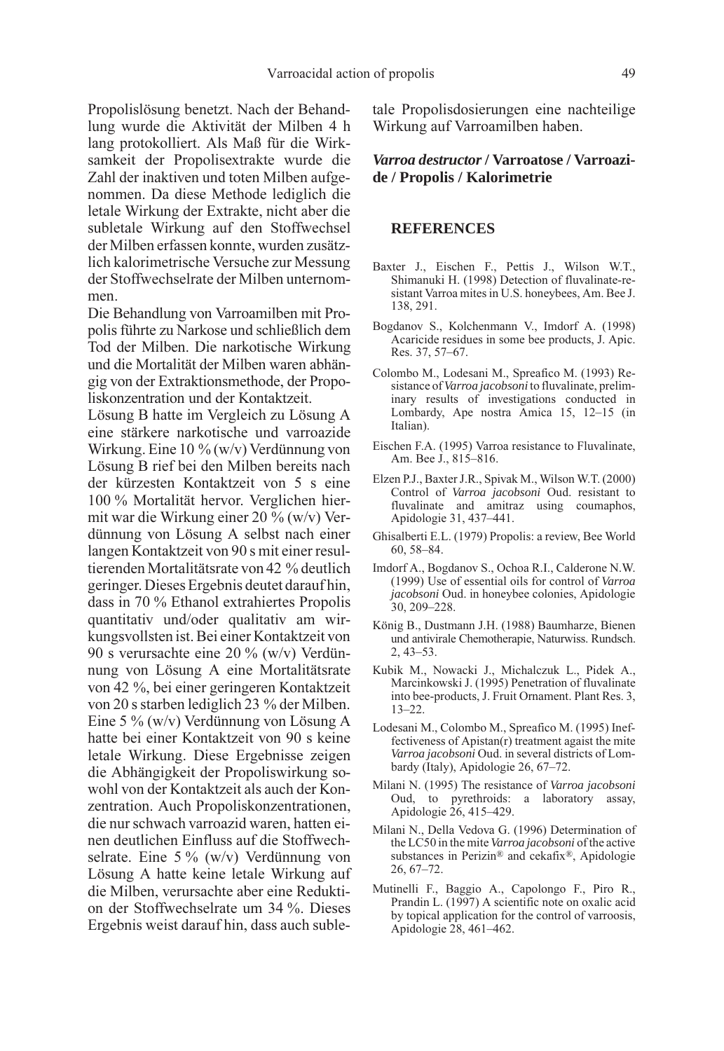Propolislösung benetzt. Nach der Behandlung wurde die Aktivität der Milben 4 h lang protokolliert. Als Maß für die Wirksamkeit der Propolisextrakte wurde die Zahl der inaktiven und toten Milben aufgenommen. Da diese Methode lediglich die letale Wirkung der Extrakte, nicht aber die subletale Wirkung auf den Stoffwechsel der Milben erfassen konnte, wurden zusätzlich kalorimetrische Versuche zur Messung der Stoffwechselrate der Milben unternommen.

Die Behandlung von Varroamilben mit Propolis führte zu Narkose und schließlich dem Tod der Milben. Die narkotische Wirkung und die Mortalität der Milben waren abhängig von der Extraktionsmethode, der Propoliskonzentration und der Kontaktzeit.

Lösung B hatte im Vergleich zu Lösung A eine stärkere narkotische und varroazide Wirkung. Eine 10 % (w/v) Verdünnung von Lösung B rief bei den Milben bereits nach der kürzesten Kontaktzeit von 5 s eine 100 % Mortalität hervor. Verglichen hiermit war die Wirkung einer 20 % (w/v) Verdünnung von Lösung A selbst nach einer langen Kontaktzeit von 90 s mit einer resultierenden Mortalitätsrate von 42 % deutlich geringer. Dieses Ergebnis deutet darauf hin, dass in 70 % Ethanol extrahiertes Propolis quantitativ und/oder qualitativ am wirkungsvollsten ist. Bei einer Kontaktzeit von 90 s verursachte eine 20 % (w/v) Verdünnung von Lösung A eine Mortalitätsrate von 42 %, bei einer geringeren Kontaktzeit von 20 s starben lediglich 23 % der Milben. Eine 5 % (w/v) Verdünnung von Lösung A hatte bei einer Kontaktzeit von 90 s keine letale Wirkung. Diese Ergebnisse zeigen die Abhängigkeit der Propoliswirkung sowohl von der Kontaktzeit als auch der Konzentration. Auch Propoliskonzentrationen, die nur schwach varroazid waren, hatten einen deutlichen Einfluss auf die Stoffwechselrate. Eine 5 % (w/v) Verdünnung von Lösung A hatte keine letale Wirkung auf die Milben, verursachte aber eine Reduktion der Stoffwechselrate um 34 %. Dieses Ergebnis weist darauf hin, dass auch subletale Propolisdosierungen eine nachteilige Wirkung auf Varroamilben haben.

***Varroa destructor*** **/ Varroatose / Varroazide / Propolis / Kalorimetrie**

## REFERENCES

Baxter J., Eischen F., Pettis J., Wilson W.T., Shimanuki H. (1998) Detection of fluvalinate-resistant Varroa mites in U.S. honeybees, Am. Bee J. 138, 291.

Bogdanov S., Kolchenmann V., Imdorf A. (1998) Acaricide residues in some bee products, J. Apic. Res. 37, 57–67.

Colombo M., Lodesani M., Spreafico M. (1993) Resistance of *Varroa jacobsoni* to fluvalinate, preliminary results of investigations conducted in Lombardy, Ape nostra Amica 15, 12–15 (in Italian).

Eischen F.A. (1995) Varroa resistance to Fluvalinate, Am. Bee J., 815–816.

Elzen P.J., Baxter J.R., Spivak M., Wilson W.T. (2000) Control of *Varroa jacobsoni* Oud. resistant to fluvalinate and amitraz using coumaphos, Apidologie 31, 437–441.

Ghisalberti E.L. (1979) Propolis: a review, Bee World 60, 58–84.

Imdorf A., Bogdanov S., Ochoa R.I., Calderone N.W. (1999) Use of essential oils for control of *Varroa jacobsoni* Oud. in honeybee colonies, Apidologie 30, 209–228.

König B., Dustmann J.H. (1988) Baumharze, Bienen und antivirale Chemotherapie, Naturwiss. Rundsch. 2, 43–53.

Kubik M., Nowacki J., Michalczuk L., Pidek A., Marcinkowski J. (1995) Penetration of fluvalinate into bee-products, J. Fruit Ornament. Plant Res. 3, 13–22.

Lodesani M., Colombo M., Spreafico M. (1995) Ineffectiveness of Apistan(r) treatment agaist the mite *Varroa jacobsoni* Oud. in several districts of Lombardy (Italy), Apidologie 26, 67–72.

Milani N. (1995) The resistance of *Varroa jacobsoni* Oud, to pyrethroids: a laboratory assay, Apidologie 26, 415–429.

Milani N., Della Vedova G. (1996) Determination of the LC50 in the mite *Varroa jacobsoni* of the active substances in Perizin® and cekafix®, Apidologie 26, 67–72.

Mutinelli F., Baggio A., Capolongo F., Piro R., Prandin L. (1997) A scientific note on oxalic acid by topical application for the control of varroosis, Apidologie 28, 461–462.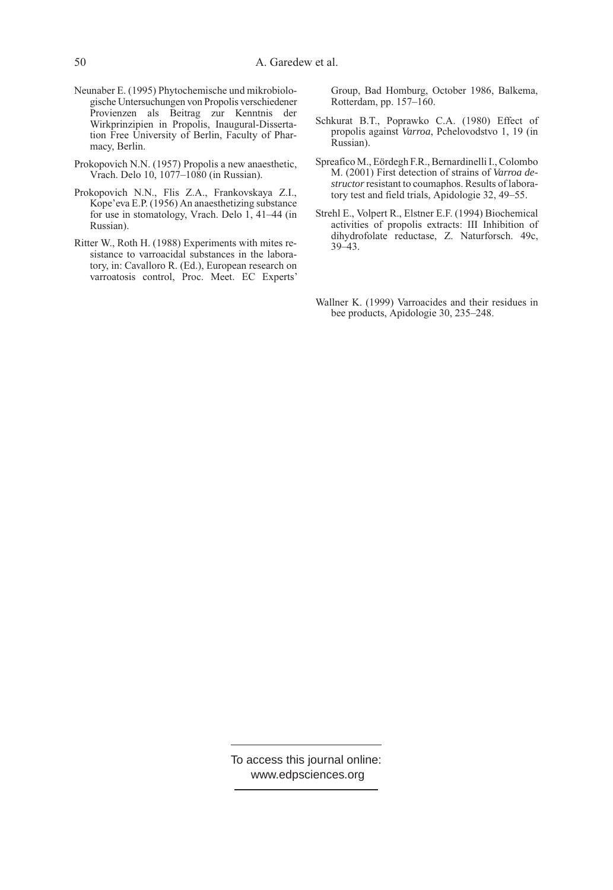Neunaber E. (1995) Phytochemische und mikrobiologische Untersuchungen von Propolis verschiedener Provienzen als Beitrag zur Kenntnis der Wirkprinzipien in Propolis, Inaugural-Dissertation Free University of Berlin, Faculty of Pharmacy, Berlin.

Prokopovich N.N. (1957) Propolis a new anaesthetic, Vrach. Delo 10, 1077–1080 (in Russian).

Prokopovich N.N., Flis Z.A., Frankovskaya Z.I., Kope'eva E.P. (1956) An anaesthetizing substance for use in stomatology, Vrach. Delo 1, 41–44 (in Russian).

Ritter W., Roth H. (1988) Experiments with mites resistance to varroacidal substances in the laboratory, in: Cavalloro R. (Ed.), European research on varroatosis control, Proc. Meet. EC Experts' Group, Bad Homburg, October 1986, Balkema, Rotterdam, pp. 157–160.

Schkurat B.T., Poprawko C.A. (1980) Effect of propolis against *Varroa*, Pchelovodstvo 1, 19 (in Russian).

Spreafico M., Eördegh F.R., Bernardinelli I., Colombo M. (2001) First detection of strains of *Varroa destructor* resistant to coumaphos. Results of laboratory test and field trials, Apidologie 32, 49–55.

Strehl E., Volpert R., Elstner E.F. (1994) Biochemical activities of propolis extracts: III Inhibition of dihydrofolate reductase, Z. Naturforsch. 49c, 39–43.

Wallner K. (1999) Varroacides and their residues in bee products, Apidologie 30, 235–248.

To access this journal online:
www.edpsciences.org